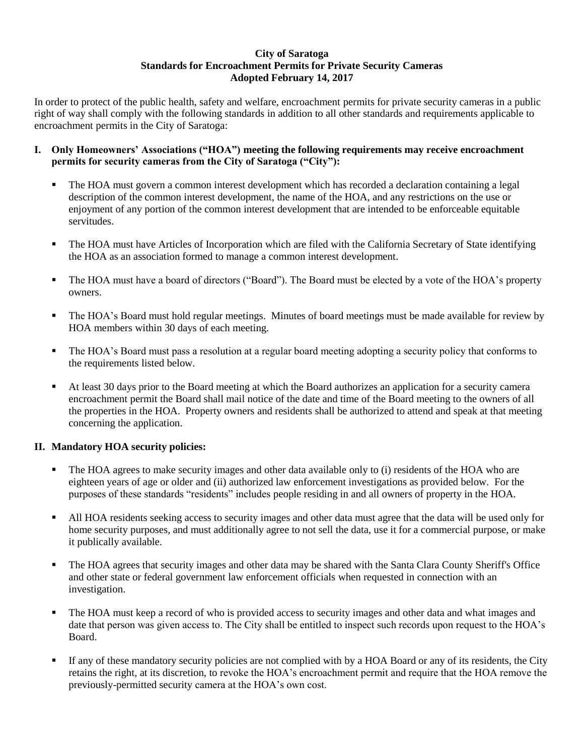**City of Saratoga**
**Standards for Encroachment Permits for Private Security Cameras**
**Adopted February 14, 2017**

In order to protect of the public health, safety and welfare, encroachment permits for private security cameras in a public right of way shall comply with the following standards in addition to all other standards and requirements applicable to encroachment permits in the City of Saratoga:

## I. Only Homeowners' Associations ("HOA") meeting the following requirements may receive encroachment permits for security cameras from the City of Saratoga ("City"):

- The HOA must govern a common interest development which has recorded a declaration containing a legal description of the common interest development, the name of the HOA, and any restrictions on the use or enjoyment of any portion of the common interest development that are intended to be enforceable equitable servitudes.
- The HOA must have Articles of Incorporation which are filed with the California Secretary of State identifying the HOA as an association formed to manage a common interest development.
- The HOA must have a board of directors ("Board"). The Board must be elected by a vote of the HOA's property owners.
- The HOA's Board must hold regular meetings. Minutes of board meetings must be made available for review by HOA members within 30 days of each meeting.
- The HOA's Board must pass a resolution at a regular board meeting adopting a security policy that conforms to the requirements listed below.
- At least 30 days prior to the Board meeting at which the Board authorizes an application for a security camera encroachment permit the Board shall mail notice of the date and time of the Board meeting to the owners of all the properties in the HOA. Property owners and residents shall be authorized to attend and speak at that meeting concerning the application.

## II. Mandatory HOA security policies:

- The HOA agrees to make security images and other data available only to (i) residents of the HOA who are eighteen years of age or older and (ii) authorized law enforcement investigations as provided below. For the purposes of these standards "residents" includes people residing in and all owners of property in the HOA.
- All HOA residents seeking access to security images and other data must agree that the data will be used only for home security purposes, and must additionally agree to not sell the data, use it for a commercial purpose, or make it publically available.
- The HOA agrees that security images and other data may be shared with the Santa Clara County Sheriff's Office and other state or federal government law enforcement officials when requested in connection with an investigation.
- The HOA must keep a record of who is provided access to security images and other data and what images and date that person was given access to. The City shall be entitled to inspect such records upon request to the HOA's Board.
- If any of these mandatory security policies are not complied with by a HOA Board or any of its residents, the City retains the right, at its discretion, to revoke the HOA's encroachment permit and require that the HOA remove the previously-permitted security camera at the HOA's own cost.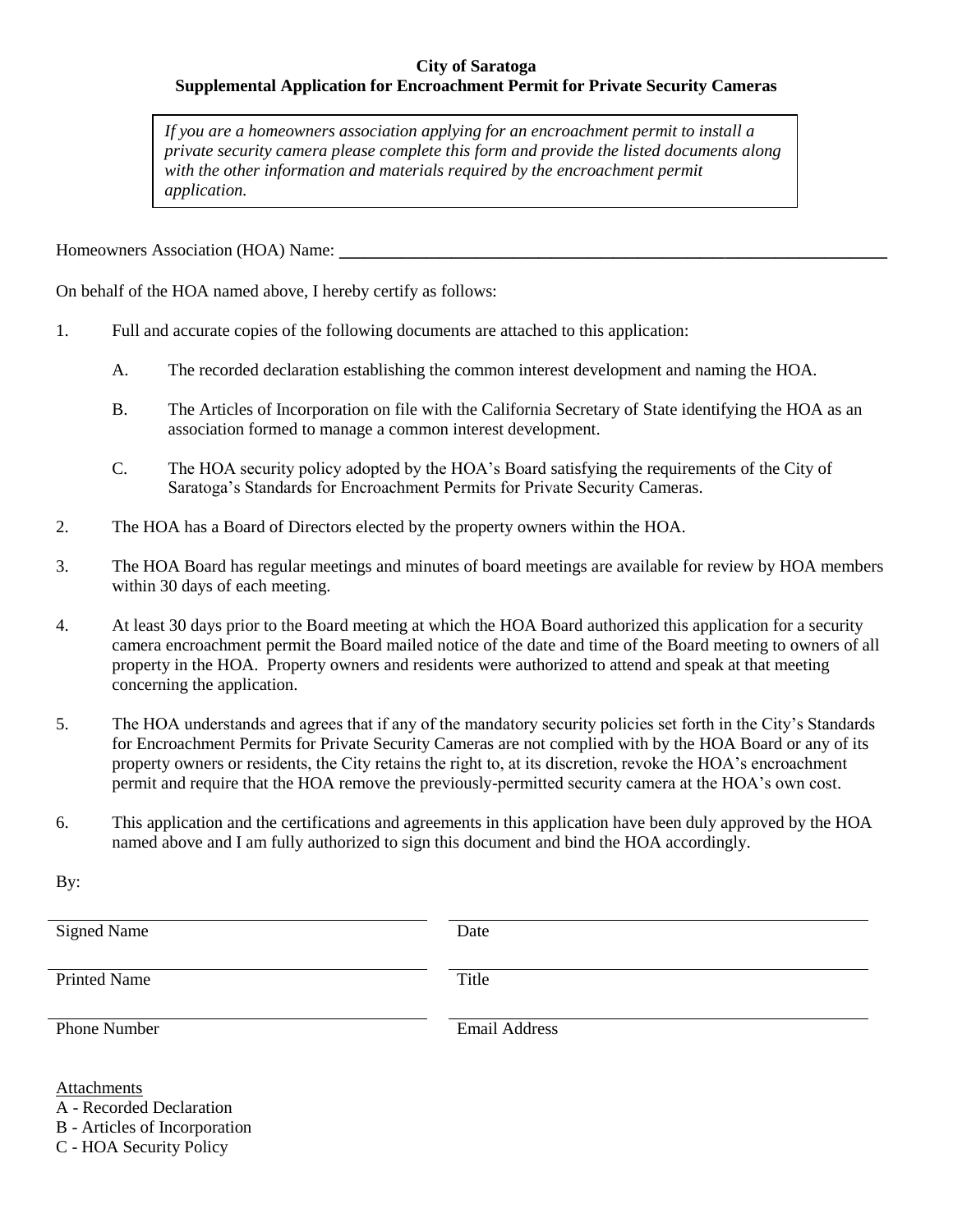**City of Saratoga**
**Supplemental Application for Encroachment Permit for Private Security Cameras**

> *If you are a homeowners association applying for an encroachment permit to install a private security camera please complete this form and provide the listed documents along with the other information and materials required by the encroachment permit application.*

Homeowners Association (HOA) Name: ______________________________________________

On behalf of the HOA named above, I hereby certify as follows:

1. Full and accurate copies of the following documents are attached to this application:

   A. The recorded declaration establishing the common interest development and naming the HOA.

   B. The Articles of Incorporation on file with the California Secretary of State identifying the HOA as an association formed to manage a common interest development.

   C. The HOA security policy adopted by the HOA's Board satisfying the requirements of the City of Saratoga's Standards for Encroachment Permits for Private Security Cameras.

2. The HOA has a Board of Directors elected by the property owners within the HOA.

3. The HOA Board has regular meetings and minutes of board meetings are available for review by HOA members within 30 days of each meeting.

4. At least 30 days prior to the Board meeting at which the HOA Board authorized this application for a security camera encroachment permit the Board mailed notice of the date and time of the Board meeting to owners of all property in the HOA. Property owners and residents were authorized to attend and speak at that meeting concerning the application.

5. The HOA understands and agrees that if any of the mandatory security policies set forth in the City's Standards for Encroachment Permits for Private Security Cameras are not complied with by the HOA Board or any of its property owners or residents, the City retains the right to, at its discretion, revoke the HOA's encroachment permit and require that the HOA remove the previously-permitted security camera at the HOA's own cost.

6. This application and the certifications and agreements in this application have been duly approved by the HOA named above and I am fully authorized to sign this document and bind the HOA accordingly.

By:

| | |
|---|---|
| Signed Name | Date |
| Printed Name | Title |
| Phone Number | Email Address |

Attachments
A - Recorded Declaration
B - Articles of Incorporation
C - HOA Security Policy